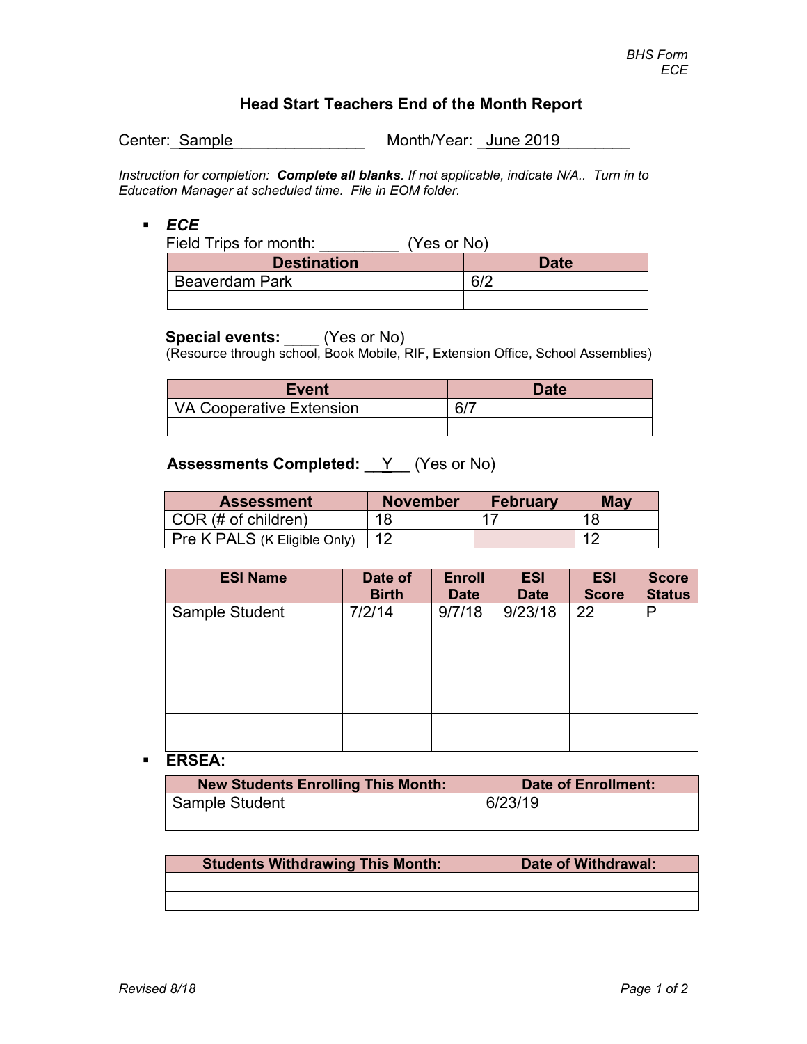BHS Form
ECE

# Head Start Teachers End of the Month Report

Center: Sample                    Month/Year: June 2019

*Instruction for completion:* ***Complete all blanks****. If not applicable, indicate N/A.. Turn in to Education Manager at scheduled time. File in EOM folder.*

- ***ECE***

Field Trips for month: _________ (Yes or No)

| Destination | Date |
|---|---|
| Beaverdam Park | 6/2 |
| | |

**Special events:** ____ (Yes or No)
(Resource through school, Book Mobile, RIF, Extension Office, School Assemblies)

| Event | Date |
|---|---|
| VA Cooperative Extension | 6/7 |
| | |

**Assessments Completed:** __Y__ (Yes or No)

| Assessment | November | February | May |
|---|---|---|---|
| COR (# of children) | 18 | 17 | 18 |
| Pre K PALS (K Eligible Only) | 12 | | 12 |

| ESI Name | Date of Birth | Enroll Date | ESI Date | ESI Score | Score Status |
|---|---|---|---|---|---|
| Sample Student | 7/2/14 | 9/7/18 | 9/23/18 | 22 | P |
| | | | | | |
| | | | | | |
| | | | | | |

- **ERSEA:**

| New Students Enrolling This Month: | Date of Enrollment: |
|---|---|
| Sample Student | 6/23/19 |
| | |

| Students Withdrawing This Month: | Date of Withdrawal: |
|---|---|
| | |
| | |

Revised 8/18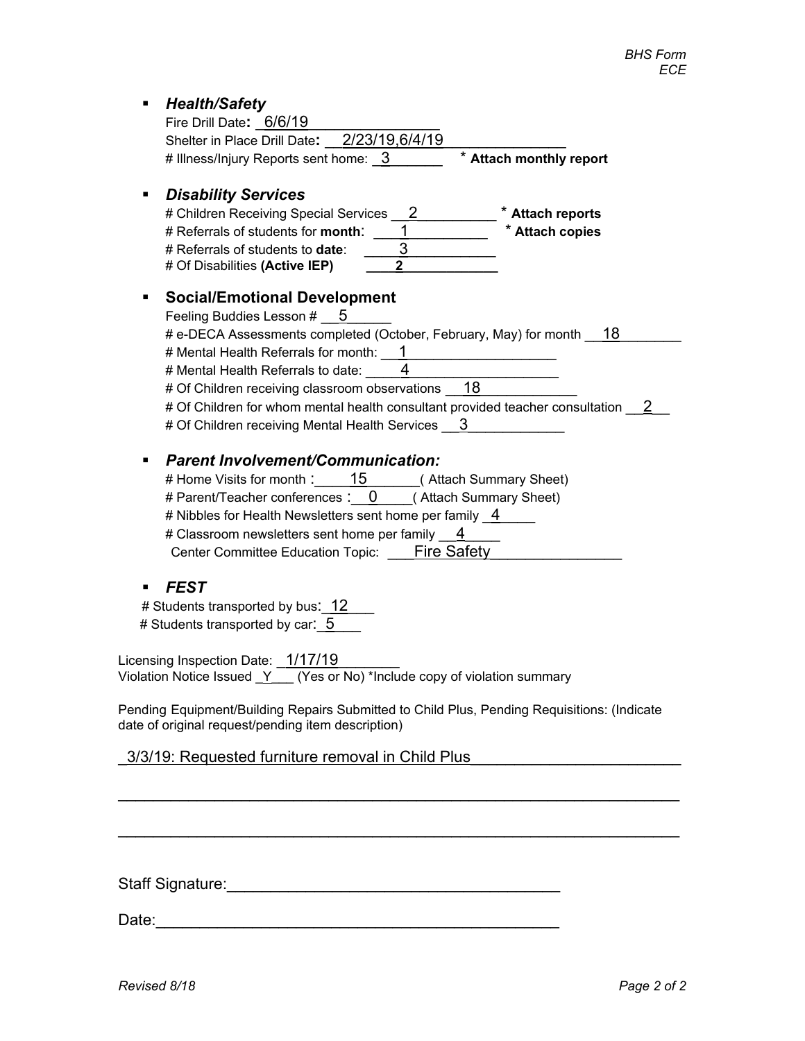- ***Health/Safety***

  Fire Drill Date**:** 6/6/19

  Shelter in Place Drill Date**:** 2/23/19,6/4/19

  # Illness/Injury Reports sent home: 3 * **Attach monthly report**

- ***Disability Services***

  # Children Receiving Special Services 2 * **Attach reports**

  # Referrals of students for **month**: 1 * **Attach copies**

  # Referrals of students to **date**: 3

  # Of Disabilities **(Active IEP)** **2**

- **Social/Emotional Development**

  Feeling Buddies Lesson # 5

  # e-DECA Assessments completed (October, February, May) for month 18

  # Mental Health Referrals for month: 1

  # Mental Health Referrals to date: 4

  # Of Children receiving classroom observations 18

  # Of Children for whom mental health consultant provided teacher consultation 2

  # Of Children receiving Mental Health Services 3

- ***Parent Involvement/Communication:***

  # Home Visits for month : 15 ( Attach Summary Sheet)

  # Parent/Teacher conferences : 0 ( Attach Summary Sheet)

  # Nibbles for Health Newsletters sent home per family 4

  # Classroom newsletters sent home per family 4

  Center Committee Education Topic: Fire Safety

- ***FEST***

  # Students transported by bus: 12

  # Students transported by car: 5

Licensing Inspection Date: 1/17/19

Violation Notice Issued Y (Yes or No) *Include copy of violation summary

Pending Equipment/Building Repairs Submitted to Child Plus, Pending Requisitions: (Indicate date of original request/pending item description)

3/3/19: Requested furniture removal in Child Plus

Staff Signature:\_\_\_\_\_\_\_\_\_\_\_\_\_\_\_\_\_\_\_\_\_\_\_\_\_\_\_\_\_\_\_\_\_\_\_\_\_\_

Date:\_\_\_\_\_\_\_\_\_\_\_\_\_\_\_\_\_\_\_\_\_\_\_\_\_\_\_\_\_\_\_\_\_\_\_\_\_\_\_\_\_\_\_\_\_\_

Revised 8/18